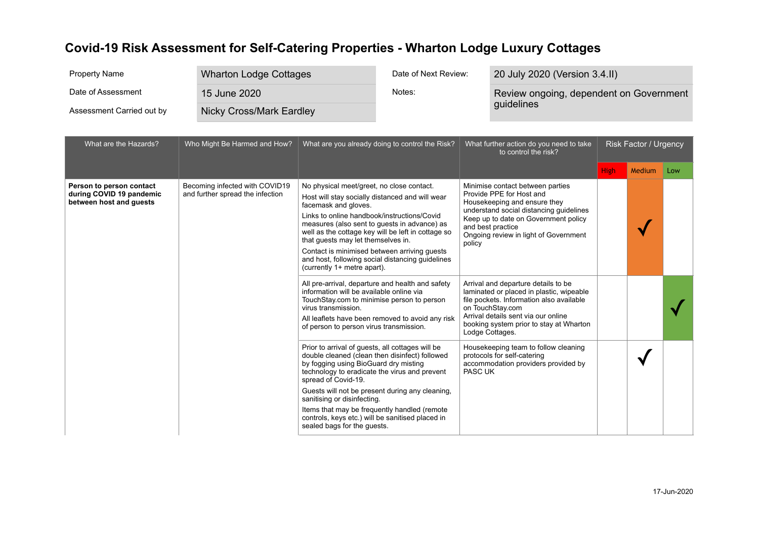# Covid-19 Risk Assessment for Self-Catering Properties - Wharton Lodge Luxury Cottages

| | | | |
|---|---|---|---|
| Property Name | Wharton Lodge Cottages | Date of Next Review: | 20 July 2020 (Version 3.4.II) |
| Date of Assessment | 15 June 2020 | Notes: | Review ongoing, dependent on Government guidelines |
| Assessment Carried out by | Nicky Cross/Mark Eardley | | |

| What are the Hazards? | Who Might Be Harmed and How? | What are you already doing to control the Risk? | What further action do you need to take to control the risk? | Risk Factor / Urgency | | |
|---|---|---|---|---|---|---|
| | | | | High | Medium | Low |
| **Person to person contact during COVID 19 pandemic between host and guests** | Becoming infected with COVID19 and further spread the infection | No physical meet/greet, no close contact.<br>Host will stay socially distanced and will wear facemask and gloves.<br>Links to online handbook/instructions/Covid measures (also sent to guests in advance) as well as the cottage key will be left in cottage so that guests may let themselves in.<br>Contact is minimised between arriving guests and host, following social distancing guidelines (currently 1+ metre apart). | Minimise contact between parties<br>Provide PPE for Host and Housekeeping and ensure they understand social distancing guidelines<br>Keep up to date on Government policy and best practice<br>Ongoing review in light of Government policy | | ✓ | |
| | | All pre-arrival, departure and health and safety information will be available online via TouchStay.com to minimise person to person virus transmission.<br>All leaflets have been removed to avoid any risk of person to person virus transmission. | Arrival and departure details to be laminated or placed in plastic, wipeable file pockets. Information also available on TouchStay.com<br>Arrival details sent via our online booking system prior to stay at Wharton Lodge Cottages. | | | ✓ |
| | | Prior to arrival of guests, all cottages will be double cleaned (clean then disinfect) followed by fogging using BioGuard dry misting technology to eradicate the virus and prevent spread of Covid-19.<br>Guests will not be present during any cleaning, sanitising or disinfecting.<br>Items that may be frequently handled (remote controls, keys etc.) will be sanitised placed in sealed bags for the guests. | Housekeeping team to follow cleaning protocols for self-catering accommodation providers provided by PASC UK | | ✓ | |

17-Jun-2020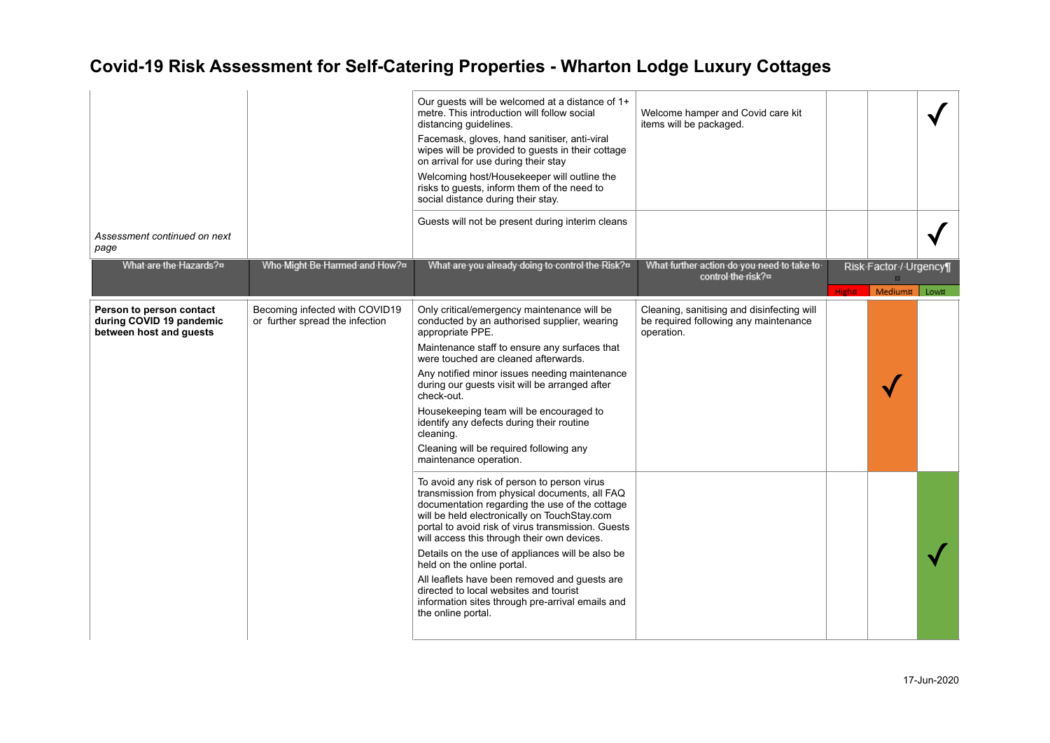# Covid-19 Risk Assessment for Self-Catering Properties - Wharton Lodge Luxury Cottages

| | | | | | | |
|---|---|---|---|---|---|---|
| | | Our guests will be welcomed at a distance of 1+ metre. This introduction will follow social distancing guidelines.<br>Facemask, gloves, hand sanitiser, anti-viral wipes will be provided to guests in their cottage on arrival for use during their stay<br>Welcoming host/Housekeeper will outline the risks to guests, inform them of the need to social distance during their stay. | Welcome hamper and Covid care kit items will be packaged. | | | √ |
| *Assessment continued on next page* | | Guests will not be present during interim cleans | | | | √ |

| What are the Hazards? | Who Might Be Harmed and How? | What are you already doing to control the Risk? | What further action do you need to take to control the risk? | Risk Factor / Urgency | | |
|---|---|---|---|---|---|---|
| | | | | High | Medium | Low |
| **Person to person contact during COVID 19 pandemic between host and guests** | Becoming infected with COVID19 or further spread the infection | Only critical/emergency maintenance will be conducted by an authorised supplier, wearing appropriate PPE.<br>Maintenance staff to ensure any surfaces that were touched are cleaned afterwards.<br>Any notified minor issues needing maintenance during our guests visit will be arranged after check-out.<br>Housekeeping team will be encouraged to identify any defects during their routine cleaning.<br>Cleaning will be required following any maintenance operation. | Cleaning, sanitising and disinfecting will be required following any maintenance operation. | | √ | |
| | | To avoid any risk of person to person virus transmission from physical documents, all FAQ documentation regarding the use of the cottage will be held electronically on TouchStay.com portal to avoid risk of virus transmission. Guests will access this through their own devices.<br>Details on the use of appliances will be also be held on the online portal.<br>All leaflets have been removed and guests are directed to local websites and tourist information sites through pre-arrival emails and the online portal. | | | | √ |

17-Jun-2020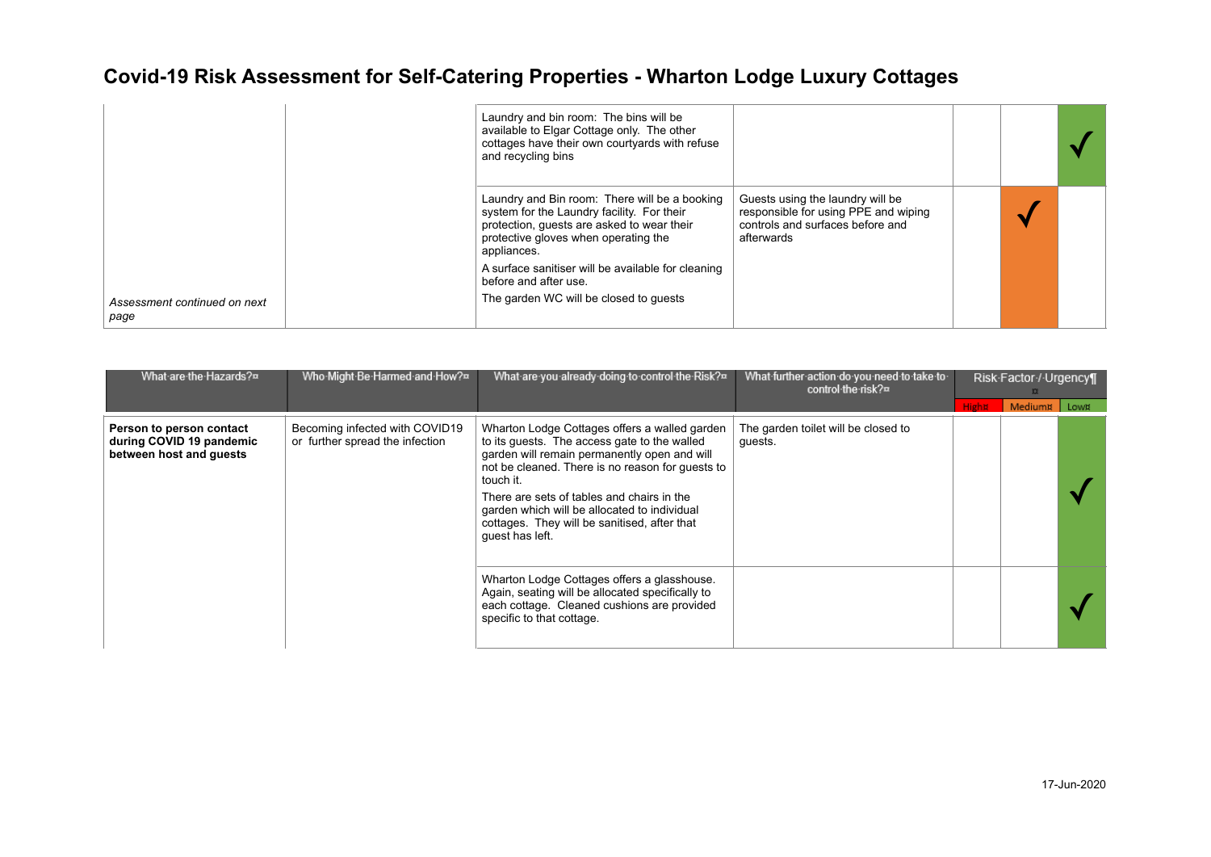# Covid-19 Risk Assessment for Self-Catering Properties - Wharton Lodge Luxury Cottages

| | | | | | | |
|---|---|---|---|---|---|---|
| | | Laundry and bin room: The bins will be available to Elgar Cottage only. The other cottages have their own courtyards with refuse and recycling bins | | | | ✓ |
| *Assessment continued on next page* | | Laundry and Bin room: There will be a booking system for the Laundry facility. For their protection, guests are asked to wear their protective gloves when operating the appliances.<br><br>A surface sanitiser will be available for cleaning before and after use.<br><br>The garden WC will be closed to guests | Guests using the laundry will be responsible for using PPE and wiping controls and surfaces before and afterwards | | ✓ | |

| What are the Hazards? | Who Might Be Harmed and How? | What are you already doing to control the Risk? | What further action do you need to take to control the risk? | Risk Factor / Urgency | | |
|---|---|---|---|---|---|---|
| | | | | High | Medium | Low |
| **Person to person contact during COVID 19 pandemic between host and guests** | Becoming infected with COVID19 or further spread the infection | Wharton Lodge Cottages offers a walled garden to its guests. The access gate to the walled garden will remain permanently open and will not be cleaned. There is no reason for guests to touch it.<br><br>There are sets of tables and chairs in the garden which will be allocated to individual cottages. They will be sanitised, after that guest has left. | The garden toilet will be closed to guests. | | | ✓ |
| | | Wharton Lodge Cottages offers a glasshouse. Again, seating will be allocated specifically to each cottage. Cleaned cushions are provided specific to that cottage. | | | | ✓ |

17-Jun-2020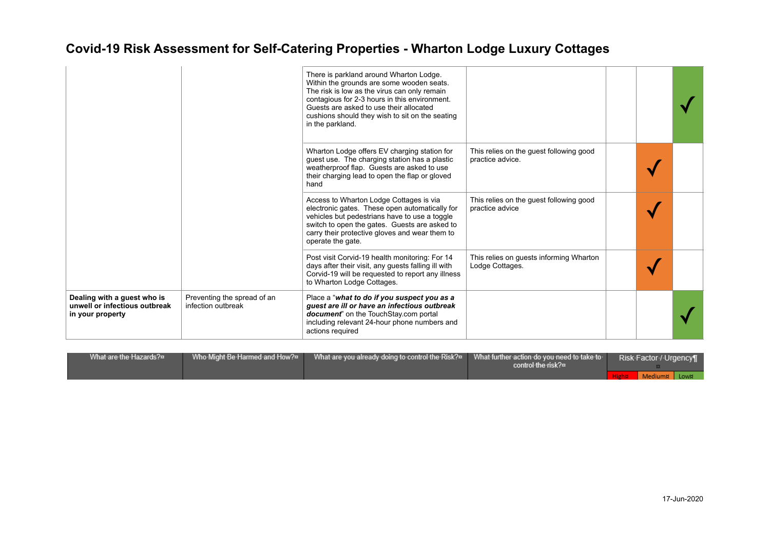# Covid-19 Risk Assessment for Self-Catering Properties - Wharton Lodge Luxury Cottages

| What are the Hazards? | Who Might Be Harmed and How? | What are you already doing to control the Risk? | What further action do you need to take to control the risk? | Risk Factor / Urgency High | Medium | Low |
|---|---|---|---|---|---|---|
| | | There is parkland around Wharton Lodge. Within the grounds are some wooden seats. The risk is low as the virus can only remain contagious for 2-3 hours in this environment. Guests are asked to use their allocated cushions should they wish to sit on the seating in the parkland. | | | | ✓ |
| | | Wharton Lodge offers EV charging station for guest use. The charging station has a plastic weatherproof flap. Guests are asked to use their charging lead to open the flap or gloved hand | This relies on the guest following good practice advice. | | ✓ | |
| | | Access to Wharton Lodge Cottages is via electronic gates. These open automatically for vehicles but pedestrians have to use a toggle switch to open the gates. Guests are asked to carry their protective gloves and wear them to operate the gate. | This relies on the guest following good practice advice | | ✓ | |
| | | Post visit Corvid-19 health monitoring: For 14 days after their visit, any guests falling ill with Corvid-19 will be requested to report any illness to Wharton Lodge Cottages. | This relies on guests informing Wharton Lodge Cottages. | | ✓ | |
| **Dealing with a guest who is unwell or infectious outbreak in your property** | Preventing the spread of an infection outbreak | Place a "***what to do if you suspect you as a guest are ill or have an infectious outbreak document***" on the TouchStay.com portal including relevant 24-hour phone numbers and actions required | | | | ✓ |

17-Jun-2020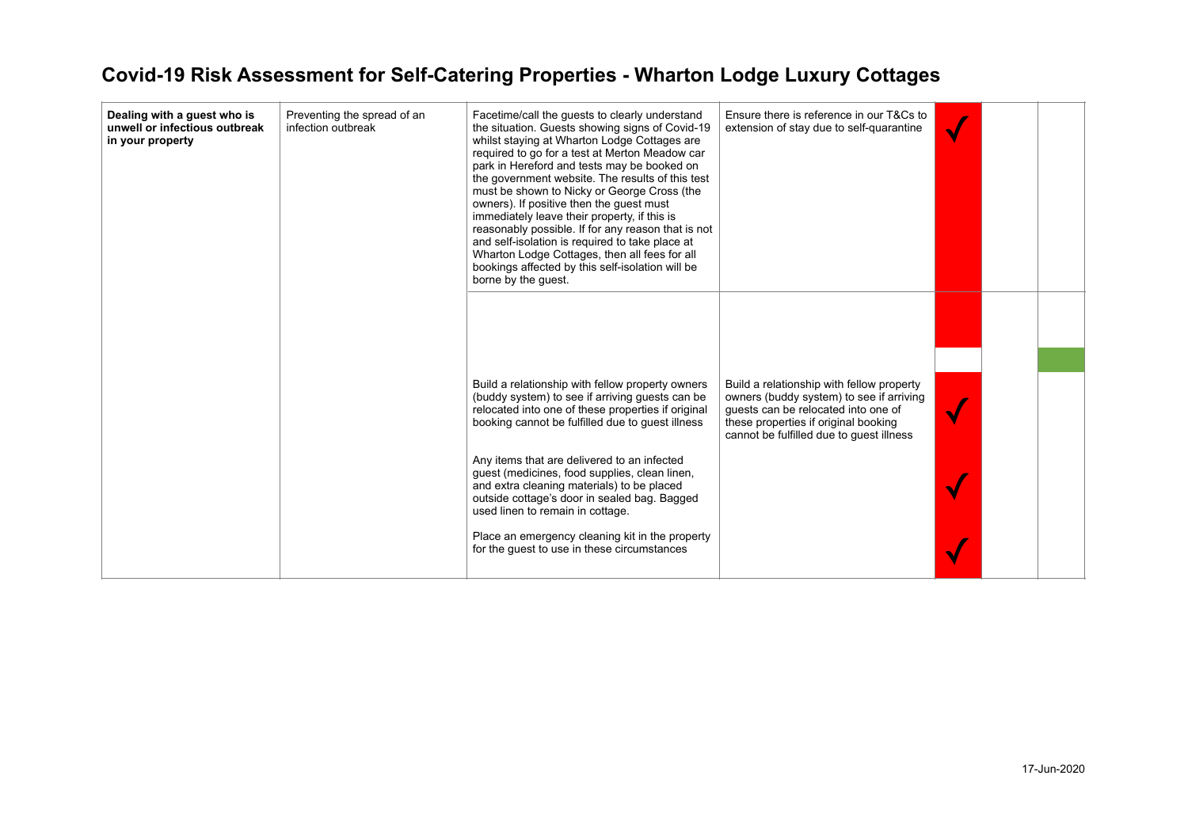# Covid-19 Risk Assessment for Self-Catering Properties - Wharton Lodge Luxury Cottages

| | | | | | | |
|---|---|---|---|---|---|---|
| **Dealing with a guest who is unwell or infectious outbreak in your property** | Preventing the spread of an infection outbreak | Facetime/call the guests to clearly understand the situation. Guests showing signs of Covid-19 whilst staying at Wharton Lodge Cottages are required to go for a test at Merton Meadow car park in Hereford and tests may be booked on the government website. The results of this test must be shown to Nicky or George Cross (the owners). If positive then the guest must immediately leave their property, if this is reasonably possible. If for any reason that is not and self-isolation is required to take place at Wharton Lodge Cottages, then all fees for all bookings affected by this self-isolation will be borne by the guest. | Ensure there is reference in our T&Cs to extension of stay due to self-quarantine | ✓ | | |
| | | Build a relationship with fellow property owners (buddy system) to see if arriving guests can be relocated into one of these properties if original booking cannot be fulfilled due to guest illness | Build a relationship with fellow property owners (buddy system) to see if arriving guests can be relocated into one of these properties if original booking cannot be fulfilled due to guest illness | ✓ | | |
| | | Any items that are delivered to an infected guest (medicines, food supplies, clean linen, and extra cleaning materials) to be placed outside cottage's door in sealed bag. Bagged used linen to remain in cottage. | | ✓ | | |
| | | Place an emergency cleaning kit in the property for the guest to use in these circumstances | | ✓ | | |

17-Jun-2020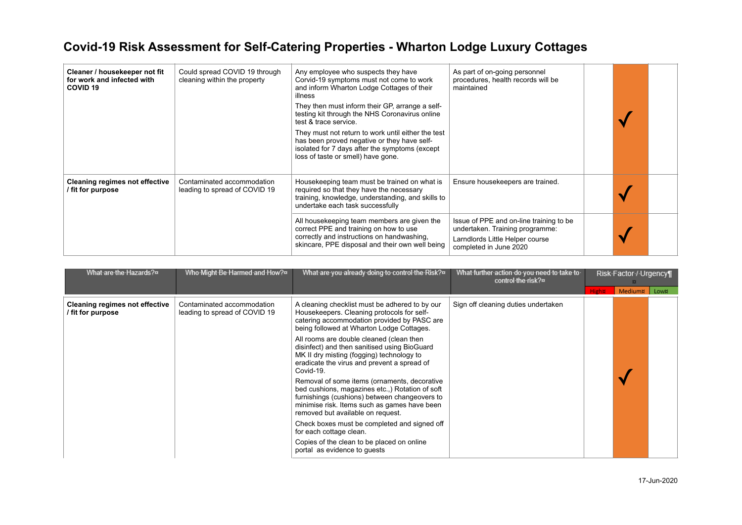# Covid-19 Risk Assessment for Self-Catering Properties - Wharton Lodge Luxury Cottages

| What are the Hazards? | Who Might Be Harmed and How? | What are you already doing to control the Risk? | What further action do you need to take to control the risk? | Risk Factor / Urgency High | Medium | Low |
|---|---|---|---|---|---|---|
| **Cleaner / housekeeper not fit for work and infected with COVID 19** | Could spread COVID 19 through cleaning within the property | Any employee who suspects they have Corvid-19 symptoms must not come to work and inform Wharton Lodge Cottages of their illness<br><br>They then must inform their GP, arrange a self-testing kit through the NHS Coronavirus online test & trace service.<br><br>They must not return to work until either the test has been proved negative or they have self-isolated for 7 days after the symptoms (except loss of taste or smell) have gone. | As part of on-going personnel procedures, health records will be maintained | | ✓ | |
| **Cleaning regimes not effective / fit for purpose** | Contaminated accommodation leading to spread of COVID 19 | Housekeeping team must be trained on what is required so that they have the necessary training, knowledge, understanding, and skills to undertake each task successfully | Ensure housekeepers are trained. | | ✓ | |
| | | All housekeeping team members are given the correct PPE and training on how to use correctly and instructions on handwashing, skincare, PPE disposal and their own well being | Issue of PPE and on-line training to be undertaken. Training programme:<br><br>Larndlords Little Helper course completed in June 2020 | | ✓ | |
| **Cleaning regimes not effective / fit for purpose** | Contaminated accommodation leading to spread of COVID 19 | A cleaning checklist must be adhered to by our Housekeepers. Cleaning protocols for self-catering accommodation provided by PASC are being followed at Wharton Lodge Cottages.<br><br>All rooms are double cleaned (clean then disinfect) and then sanitised using BioGuard MK II dry misting (fogging) technology to eradicate the virus and prevent a spread of Covid-19.<br><br>Removal of some items (ornaments, decorative bed cushions, magazines etc.,) Rotation of soft furnishings (cushions) between changeovers to minimise risk. Items such as games have been removed but available on request.<br><br>Check boxes must be completed and signed off for each cottage clean.<br><br>Copies of the clean to be placed on online portal as evidence to guests | Sign off cleaning duties undertaken | | ✓ | |

17-Jun-2020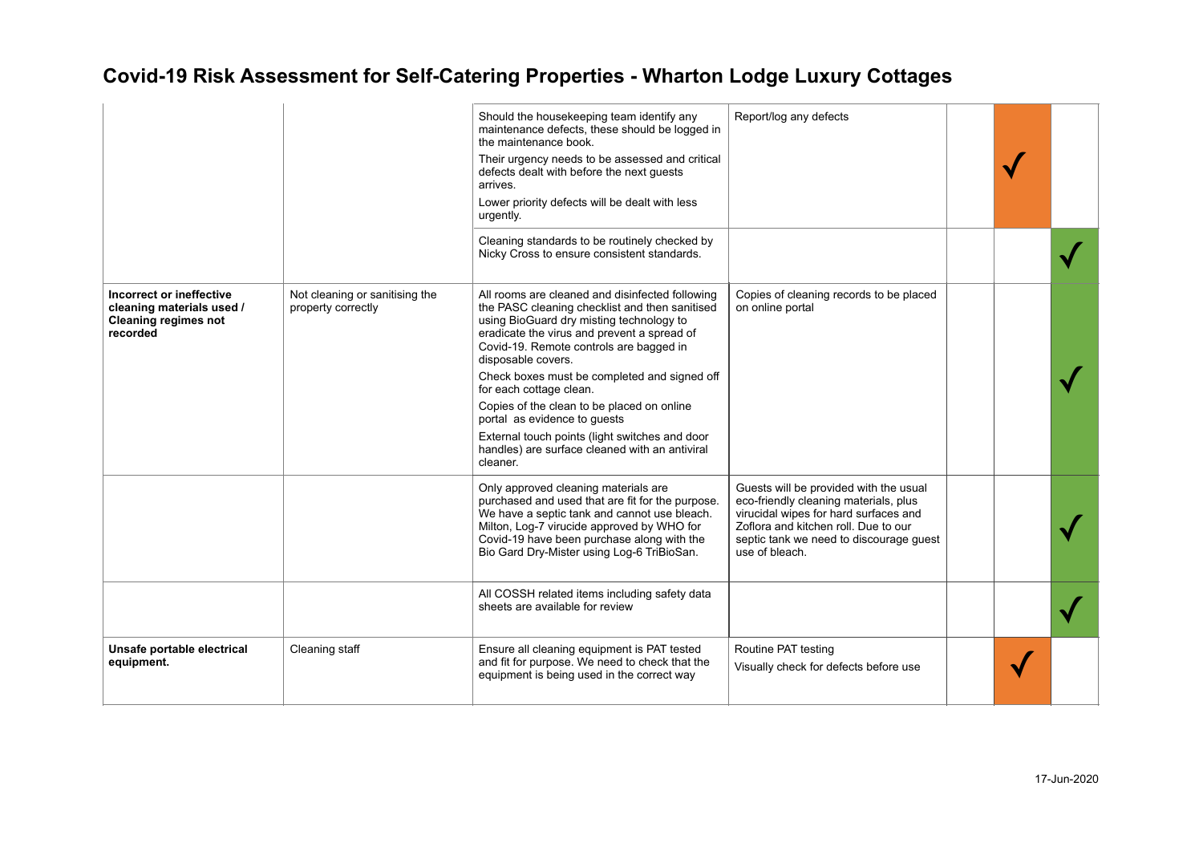# Covid-19 Risk Assessment for Self-Catering Properties - Wharton Lodge Luxury Cottages

| | | | | | | |
|---|---|---|---|---|---|---|
| | | Should the housekeeping team identify any maintenance defects, these should be logged in the maintenance book.<br>Their urgency needs to be assessed and critical defects dealt with before the next guests arrives.<br>Lower priority defects will be dealt with less urgently. | Report/log any defects | | √ | |
| | | Cleaning standards to be routinely checked by Nicky Cross to ensure consistent standards. | | | | √ |
| **Incorrect or ineffective cleaning materials used / Cleaning regimes not recorded** | Not cleaning or sanitising the property correctly | All rooms are cleaned and disinfected following the PASC cleaning checklist and then sanitised using BioGuard dry misting technology to eradicate the virus and prevent a spread of Covid-19. Remote controls are bagged in disposable covers.<br>Check boxes must be completed and signed off for each cottage clean.<br>Copies of the clean to be placed on online portal as evidence to guests<br>External touch points (light switches and door handles) are surface cleaned with an antiviral cleaner. | Copies of cleaning records to be placed on online portal | | | √ |
| | | Only approved cleaning materials are purchased and used that are fit for the purpose. We have a septic tank and cannot use bleach. Milton, Log-7 virucide approved by WHO for Covid-19 have been purchase along with the Bio Gard Dry-Mister using Log-6 TriBioSan. | Guests will be provided with the usual eco-friendly cleaning materials, plus virucidal wipes for hard surfaces and Zoflora and kitchen roll. Due to our septic tank we need to discourage guest use of bleach. | | | √ |
| | | All COSSH related items including safety data sheets are available for review | | | | √ |
| **Unsafe portable electrical equipment.** | Cleaning staff | Ensure all cleaning equipment is PAT tested and fit for purpose. We need to check that the equipment is being used in the correct way | Routine PAT testing<br>Visually check for defects before use | | √ | |

17-Jun-2020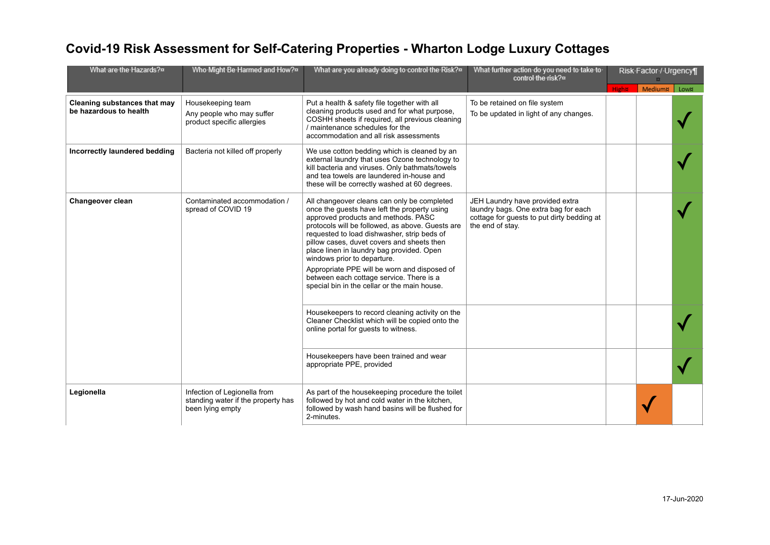# Covid-19 Risk Assessment for Self-Catering Properties - Wharton Lodge Luxury Cottages

| What are the Hazards? | Who Might Be Harmed and How? | What are you already doing to control the Risk? | What further action do you need to take to control the risk? | Risk Factor / Urgency | | |
|---|---|---|---|---|---|---|
| | | | | High | Medium | Low |
| **Cleaning substances that may be hazardous to health** | Housekeeping team<br>Any people who may suffer product specific allergies | Put a health & safety file together with all cleaning products used and for what purpose, COSHH sheets if required, all previous cleaning / maintenance schedules for the accommodation and all risk assessments | To be retained on file system<br>To be updated in light of any changes. | | | ✓ |
| **Incorrectly laundered bedding** | Bacteria not killed off properly | We use cotton bedding which is cleaned by an external laundry that uses Ozone technology to kill bacteria and viruses. Only bathmats/towels and tea towels are laundered in-house and these will be correctly washed at 60 degrees. | | | | ✓ |
| **Changeover clean** | Contaminated accommodation / spread of COVID 19 | All changeover cleans can only be completed once the guests have left the property using approved products and methods. PASC protocols will be followed, as above. Guests are requested to load dishwasher, strip beds of pillow cases, duvet covers and sheets then place linen in laundry bag provided. Open windows prior to departure.<br>Appropriate PPE will be worn and disposed of between each cottage service. There is a special bin in the cellar or the main house. | JEH Laundry have provided extra laundry bags. One extra bag for each cottage for guests to put dirty bedding at the end of stay. | | | ✓ |
| | | Housekeepers to record cleaning activity on the Cleaner Checklist which will be copied onto the online portal for guests to witness. | | | | ✓ |
| | | Housekeepers have been trained and wear appropriate PPE, provided | | | | ✓ |
| **Legionella** | Infection of Legionella from standing water if the property has been lying empty | As part of the housekeeping procedure the toilet followed by hot and cold water in the kitchen, followed by wash hand basins will be flushed for 2-minutes. | | | ✓ | |

17-Jun-2020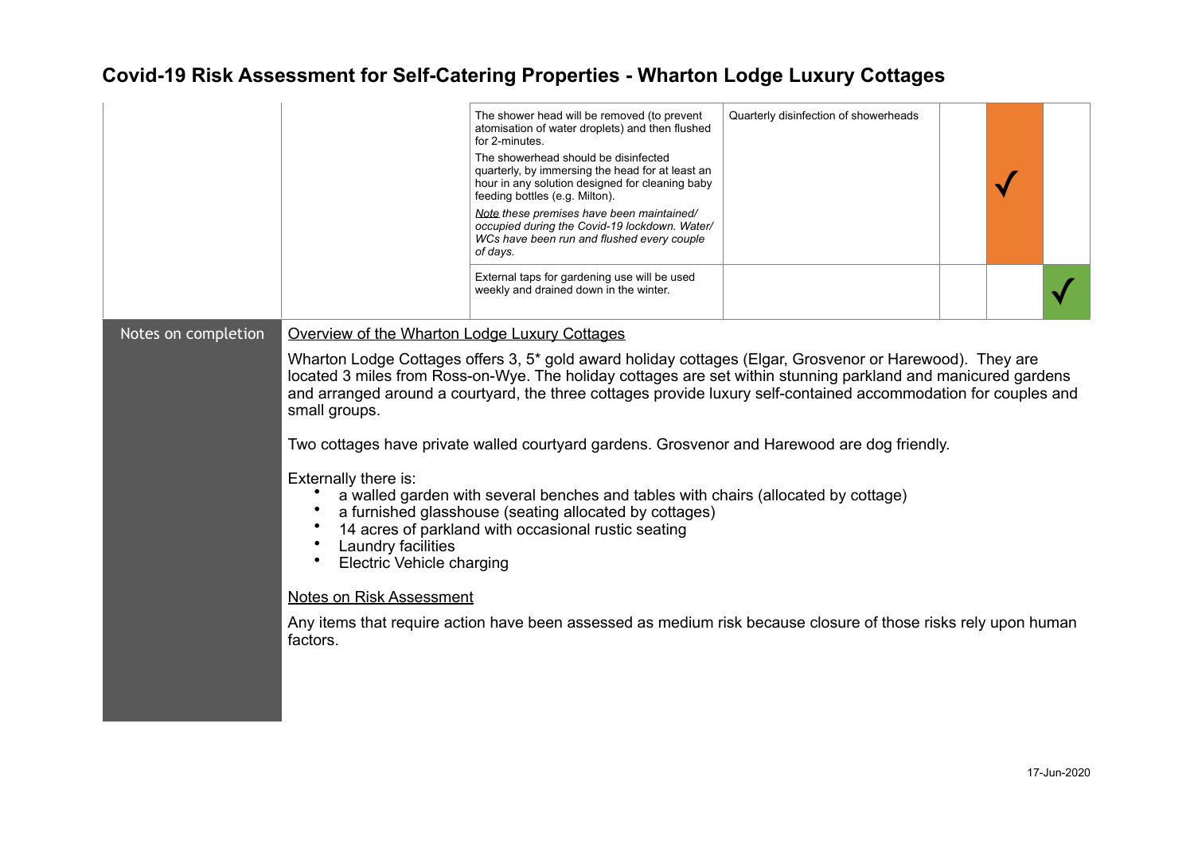# Covid-19 Risk Assessment for Self-Catering Properties - Wharton Lodge Luxury Cottages

| | | | | | | |
|---|---|---|---|---|---|---|
| | | The shower head will be removed (to prevent atomisation of water droplets) and then flushed for 2-minutes.<br>The showerhead should be disinfected quarterly, by immersing the head for at least an hour in any solution designed for cleaning baby feeding bottles (e.g. Milton).<br>*Note these premises have been maintained/ occupied during the Covid-19 lockdown. Water/ WCs have been run and flushed every couple of days.* | Quarterly disinfection of showerheads | | ✓ | |
| | | External taps for gardening use will be used weekly and drained down in the winter. | | | | ✓ |

**Notes on completion**

Overview of the Wharton Lodge Luxury Cottages

Wharton Lodge Cottages offers 3, 5* gold award holiday cottages (Elgar, Grosvenor or Harewood). They are located 3 miles from Ross-on-Wye. The holiday cottages are set within stunning parkland and manicured gardens and arranged around a courtyard, the three cottages provide luxury self-contained accommodation for couples and small groups.

Two cottages have private walled courtyard gardens. Grosvenor and Harewood are dog friendly.

Externally there is:

- a walled garden with several benches and tables with chairs (allocated by cottage)
- a furnished glasshouse (seating allocated by cottages)
- 14 acres of parkland with occasional rustic seating
- Laundry facilities
- Electric Vehicle charging

Notes on Risk Assessment

Any items that require action have been assessed as medium risk because closure of those risks rely upon human factors.